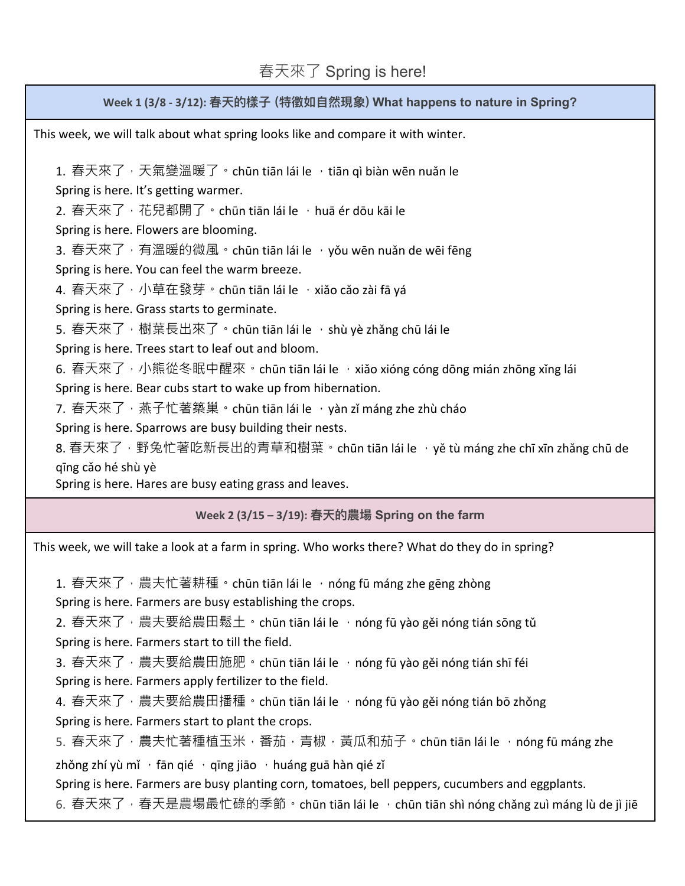# 春天來了 Spring is here!

## Week 1 (3/8 - 3/12): 春天的樣子 (特徵如自然現象) What happens to nature in Spring?

This week, we will talk about what spring looks like and compare it with winter.

1. 春天來了，天氣變溫暖了。chūn tiān lái le ，tiān qì biàn wēn nuǎn le
   Spring is here. It's getting warmer.
2. 春天來了，花兒都開了。chūn tiān lái le ，huā ér dōu kāi le
   Spring is here. Flowers are blooming.
3. 春天來了，有溫暖的微風。chūn tiān lái le ，yǒu wēn nuǎn de wēi fēng
   Spring is here. You can feel the warm breeze.
4. 春天來了，小草在發芽。chūn tiān lái le ，xiǎo cǎo zài fā yá
   Spring is here. Grass starts to germinate.
5. 春天來了，樹葉長出來了。chūn tiān lái le ，shù yè zhǎng chū lái le
   Spring is here. Trees start to leaf out and bloom.
6. 春天來了，小熊從冬眠中醒來。chūn tiān lái le ，xiǎo xióng cóng dōng mián zhōng xǐng lái
   Spring is here. Bear cubs start to wake up from hibernation.
7. 春天來了，燕子忙著築巢。chūn tiān lái le ，yàn zǐ máng zhe zhù cháo
   Spring is here. Sparrows are busy building their nests.
8. 春天來了，野兔忙著吃新長出的青草和樹葉。chūn tiān lái le ，yě tù máng zhe chī xīn zhǎng chū de qīng cǎo hé shù yè
   Spring is here. Hares are busy eating grass and leaves.

## Week 2 (3/15 – 3/19): 春天的農場 Spring on the farm

This week, we will take a look at a farm in spring. Who works there? What do they do in spring?

1. 春天來了，農夫忙著耕種。chūn tiān lái le ，nóng fū máng zhe gēng zhòng
   Spring is here. Farmers are busy establishing the crops.
2. 春天來了，農夫要給農田鬆土。chūn tiān lái le ，nóng fū yào gěi nóng tián sōng tǔ
   Spring is here. Farmers start to till the field.
3. 春天來了，農夫要給農田施肥。chūn tiān lái le ，nóng fū yào gěi nóng tián shī féi
   Spring is here. Farmers apply fertilizer to the field.
4. 春天來了，農夫要給農田播種。chūn tiān lái le ，nóng fū yào gěi nóng tián bō zhǒng
   Spring is here. Farmers start to plant the crops.
5. 春天來了，農夫忙著種植玉米，番茄，青椒，黃瓜和茄子。chūn tiān lái le ，nóng fū máng zhe zhǒng zhí yù mǐ ，fān qié ，qīng jiāo ，huáng guā hàn qié zǐ
   Spring is here. Farmers are busy planting corn, tomatoes, bell peppers, cucumbers and eggplants.
6. 春天來了，春天是農場最忙碌的季節。chūn tiān lái le ，chūn tiān shì nóng chǎng zuì máng lù de jì jiē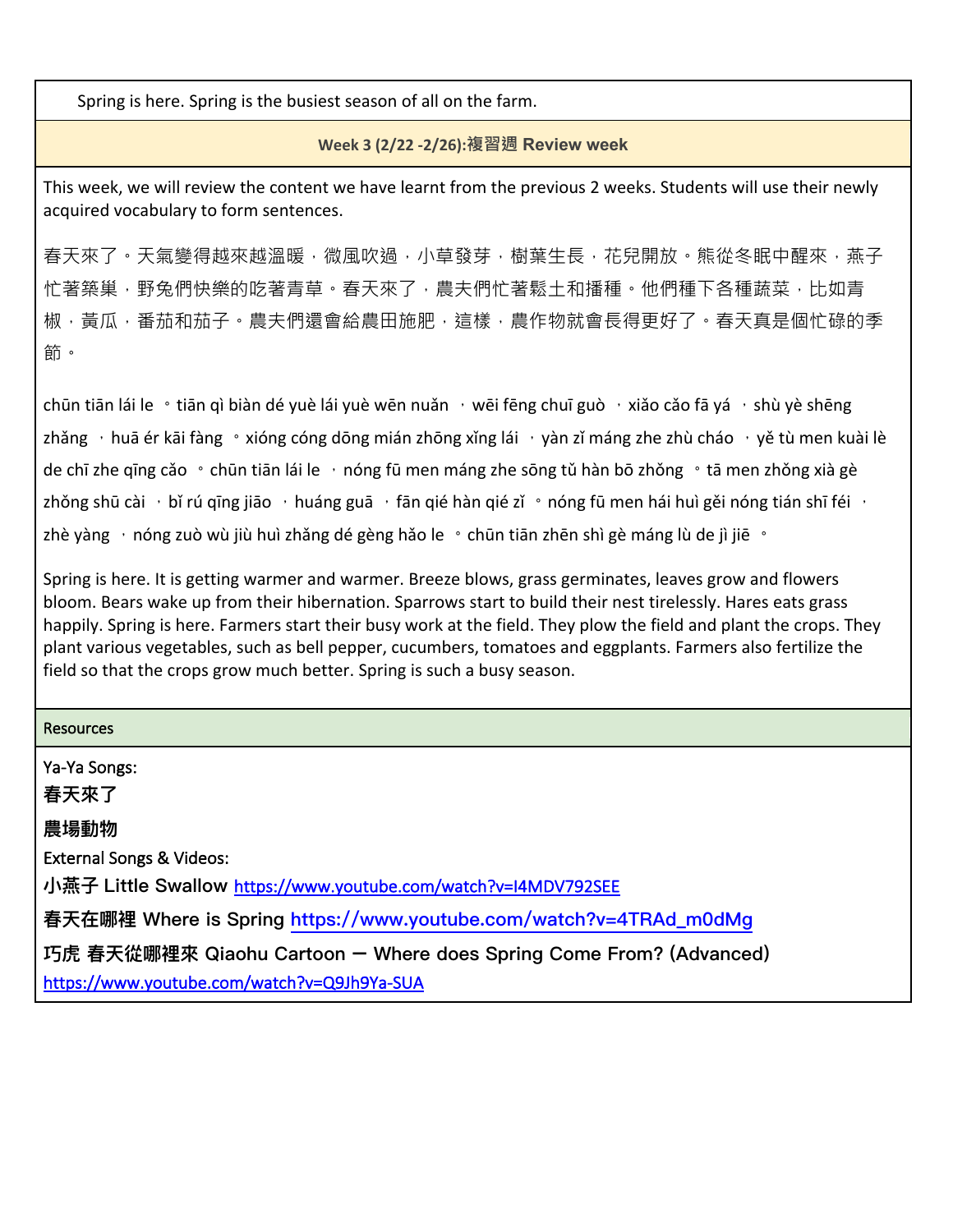Spring is here. Spring is the busiest season of all on the farm.

## Week 3 (2/22 -2/26):複習週 Review week

This week, we will review the content we have learnt from the previous 2 weeks. Students will use their newly acquired vocabulary to form sentences.

春天來了。天氣變得越來越溫暖，微風吹過，小草發芽，樹葉生長，花兒開放。熊從冬眠中醒來，燕子忙著築巢，野兔們快樂的吃著青草。春天來了，農夫們忙著鬆土和播種。他們種下各種蔬菜，比如青椒，黃瓜，番茄和茄子。農夫們還會給農田施肥，這樣，農作物就會長得更好了。春天真是個忙碌的季節。

chūn tiān lái le 。tiān qì biàn dé yuè lái yuè wēn nuǎn ，wēi fēng chuī guò ，xiǎo cǎo fā yá ，shù yè shēng zhǎng ，huā ér kāi fàng 。xióng cóng dōng mián zhōng xǐng lái ，yàn zǐ máng zhe zhù cháo ，yě tù men kuài lè de chī zhe qīng cǎo 。chūn tiān lái le ，nóng fū men máng zhe sōng tǔ hàn bō zhǒng 。tā men zhǒng xià gè zhǒng shū cài ，bǐ rú qīng jiāo ，huáng guā ，fān qié hàn qié zǐ 。nóng fū men hái huì gěi nóng tián shī féi ，zhè yàng ，nóng zuò wù jiù huì zhǎng dé gèng hǎo le 。chūn tiān zhēn shì gè máng lù de jì jiē 。

Spring is here. It is getting warmer and warmer. Breeze blows, grass germinates, leaves grow and flowers bloom. Bears wake up from their hibernation. Sparrows start to build their nest tirelessly. Hares eats grass happily. Spring is here. Farmers start their busy work at the field. They plow the field and plant the crops. They plant various vegetables, such as bell pepper, cucumbers, tomatoes and eggplants. Farmers also fertilize the field so that the crops grow much better. Spring is such a busy season.

## Resources

Ya-Ya Songs:

**春天來了**

**農場動物**

External Songs & Videos:

**小燕子 Little Swallow** https://www.youtube.com/watch?v=I4MDV792SEE

**春天在哪裡 Where is Spring** https://www.youtube.com/watch?v=4TRAd_m0dMg

**巧虎 春天從哪裡來 Qiaohu Cartoon – Where does Spring Come From? (Advanced)**
https://www.youtube.com/watch?v=Q9Jh9Ya-SUA